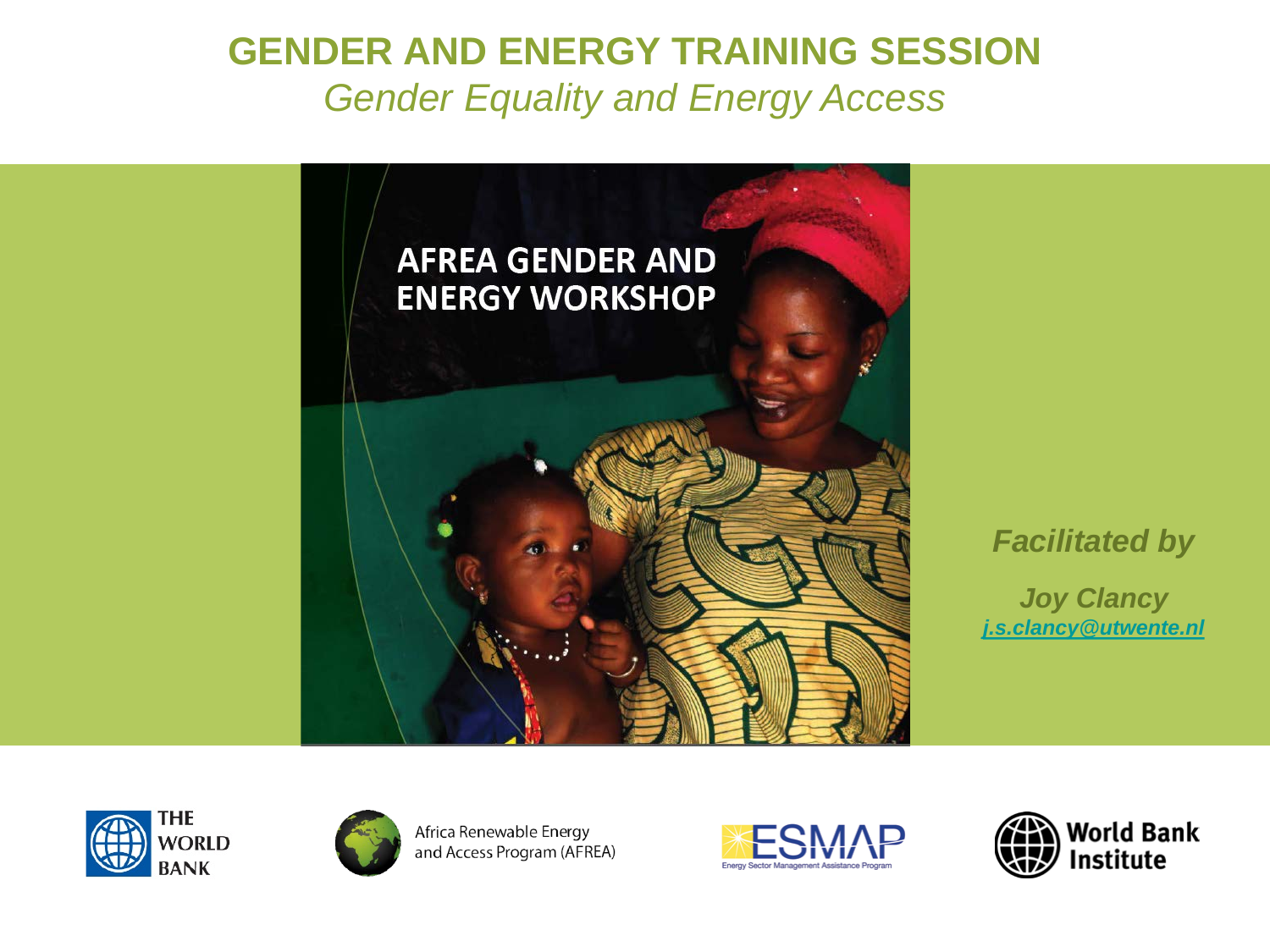# GENDER AND ENERGY TRAINING SESSION

*Gender Equality and Energy Access*

AFREA GENDER AND ENERGY WORKSHOP

***Facilitated by***

***Joy Clancy***
***j.s.clancy@utwente.nl***

THE WORLD BANK

Africa Renewable Energy and Access Program (AFREA)

ESMAP
Energy Sector Management Assistance Program

World Bank Institute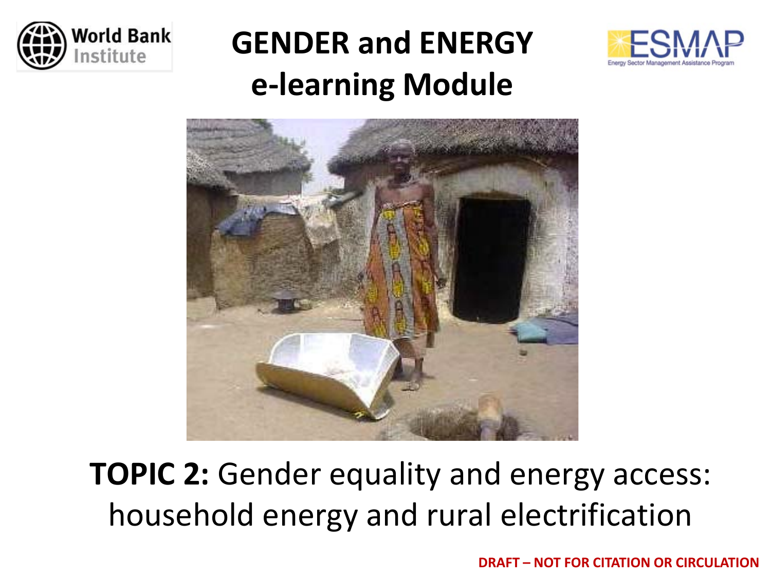# GENDER and ENERGY e-learning Module

**TOPIC 2:** Gender equality and energy access: household energy and rural electrification

DRAFT – NOT FOR CITATION OR CIRCULATION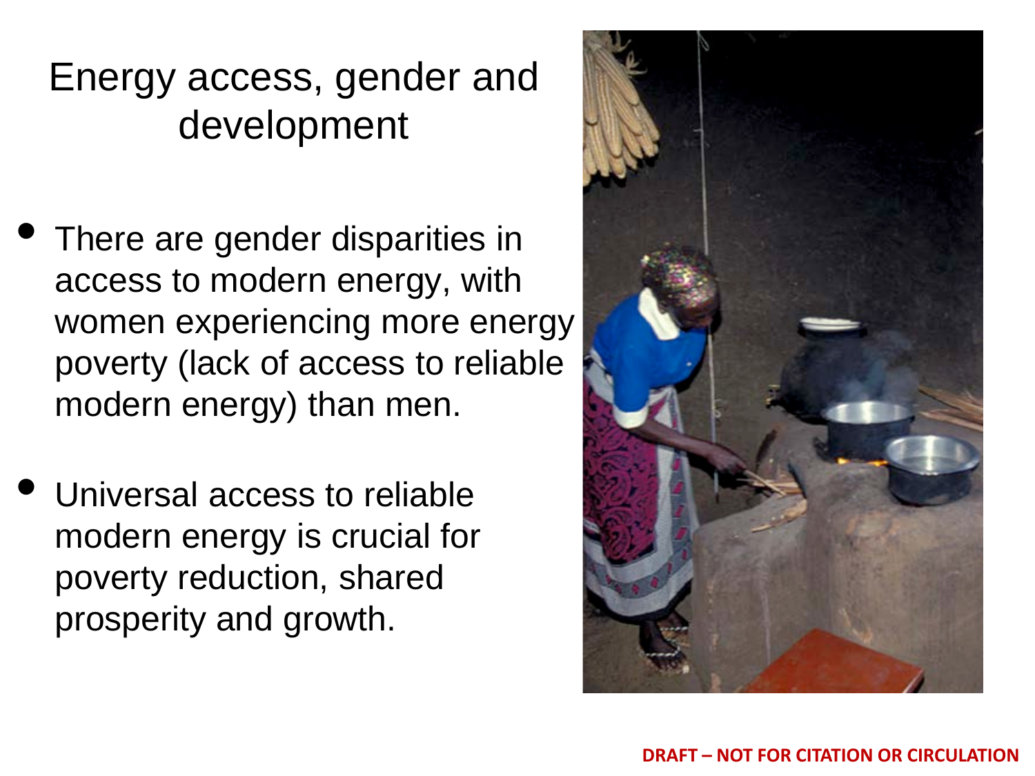# Energy access, gender and development

- There are gender disparities in access to modern energy, with women experiencing more energy poverty (lack of access to reliable modern energy) than men.

- Universal access to reliable modern energy is crucial for poverty reduction, shared prosperity and growth.

DRAFT – NOT FOR CITATION OR CIRCULATION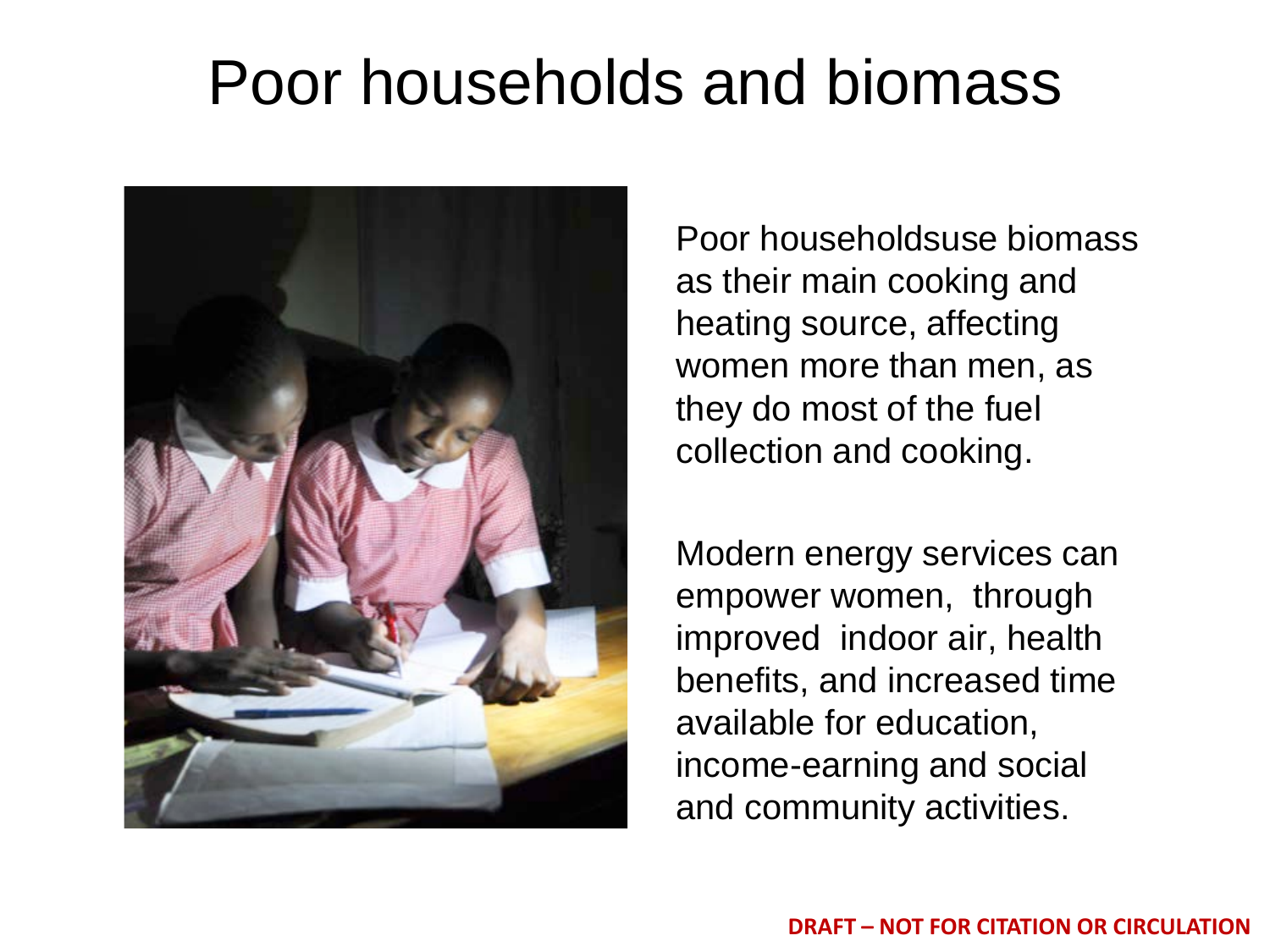# Poor households and biomass

Poor householdsuse biomass as their main cooking and heating source, affecting women more than men, as they do most of the fuel collection and cooking.

Modern energy services can empower women, through improved indoor air, health benefits, and increased time available for education, income-earning and social and community activities.

**DRAFT – NOT FOR CITATION OR CIRCULATION**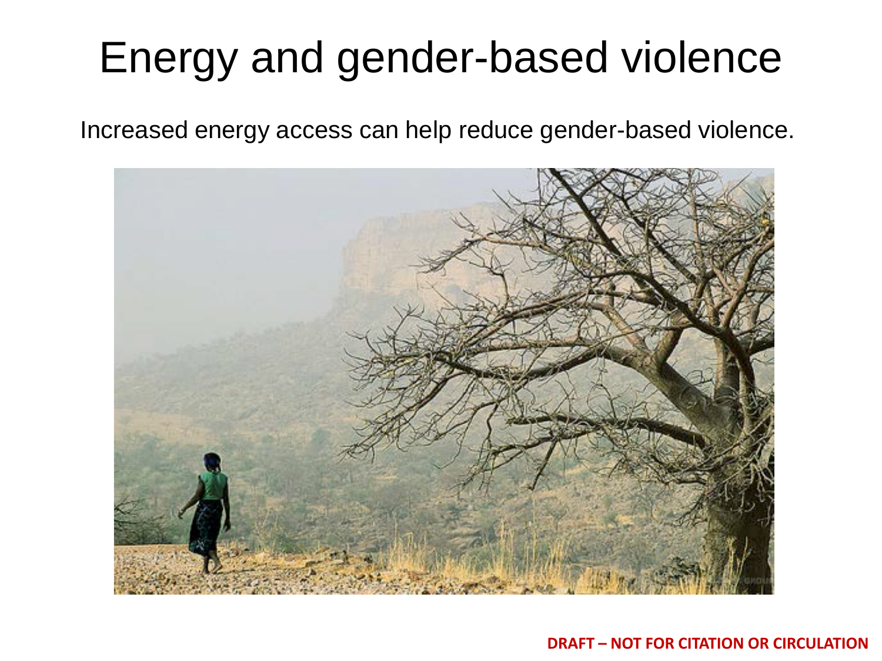# Energy and gender-based violence

Increased energy access can help reduce gender-based violence.

**DRAFT – NOT FOR CITATION OR CIRCULATION**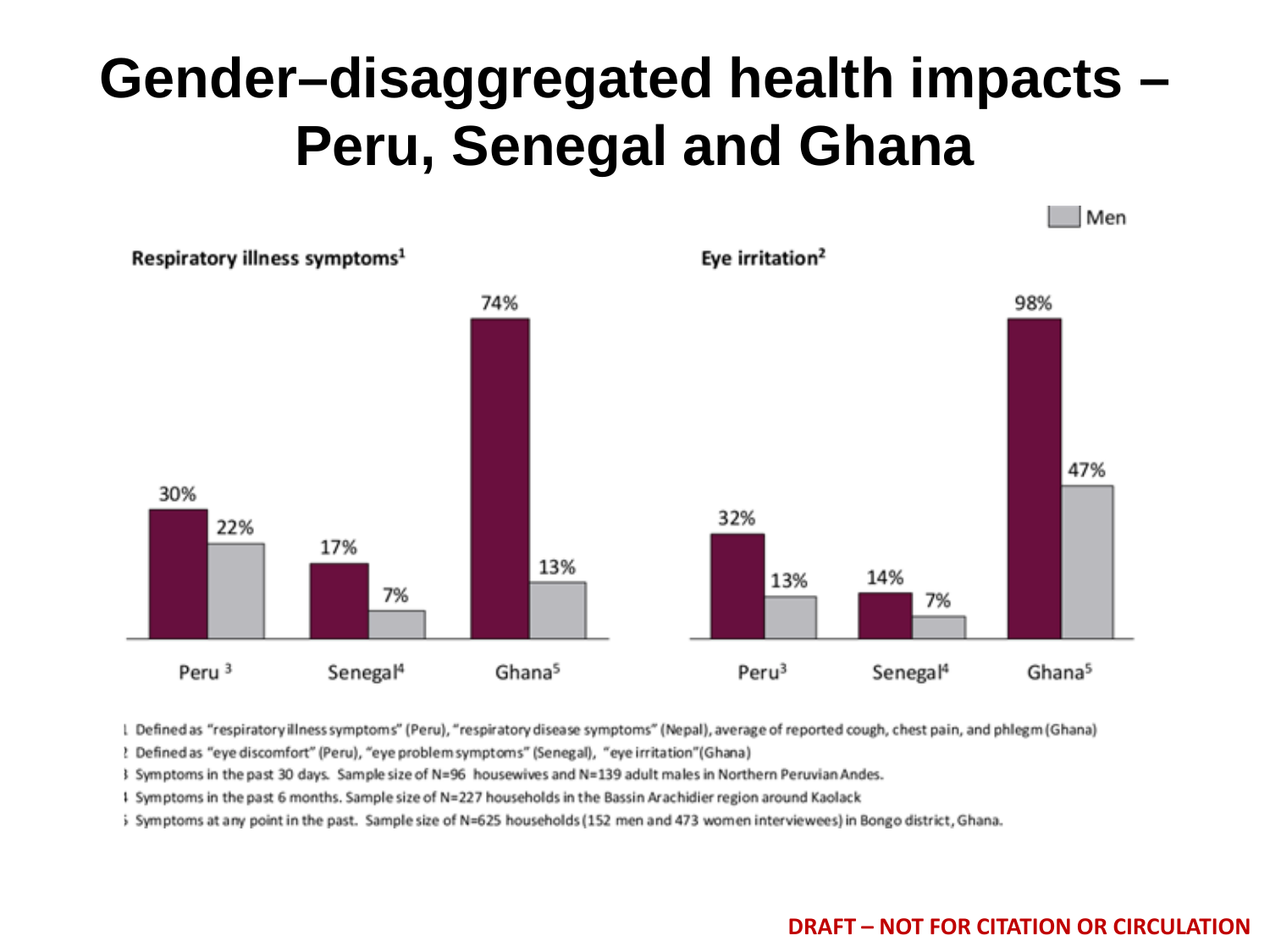# Gender–disaggregated health impacts – Peru, Senegal and Ghana

Men

**Respiratory illness symptoms[1]**

30%
22%
17%
7%
74%
13%

Peru [3]
Senegal[4]
Ghana[5]

**Eye irritation[2]**

32%
13%
14%
7%
98%
47%

Peru[3]
Senegal[4]
Ghana[5]

1 Defined as "respiratory illness symptoms" (Peru), "respiratory disease symptoms" (Nepal), average of reported cough, chest pain, and phlegm (Ghana)

2 Defined as "eye discomfort" (Peru), "eye problem symptoms" (Senegal), "eye irritation" (Ghana)

3 Symptoms in the past 30 days. Sample size of N=96 housewives and N=139 adult males in Northern Peruvian Andes.

4 Symptoms in the past 6 months. Sample size of N=227 households in the Bassin Arachidier region around Kaolack

5 Symptoms at any point in the past. Sample size of N=625 households (152 men and 473 women interviewees) in Bongo district, Ghana.

DRAFT – NOT FOR CITATION OR CIRCULATION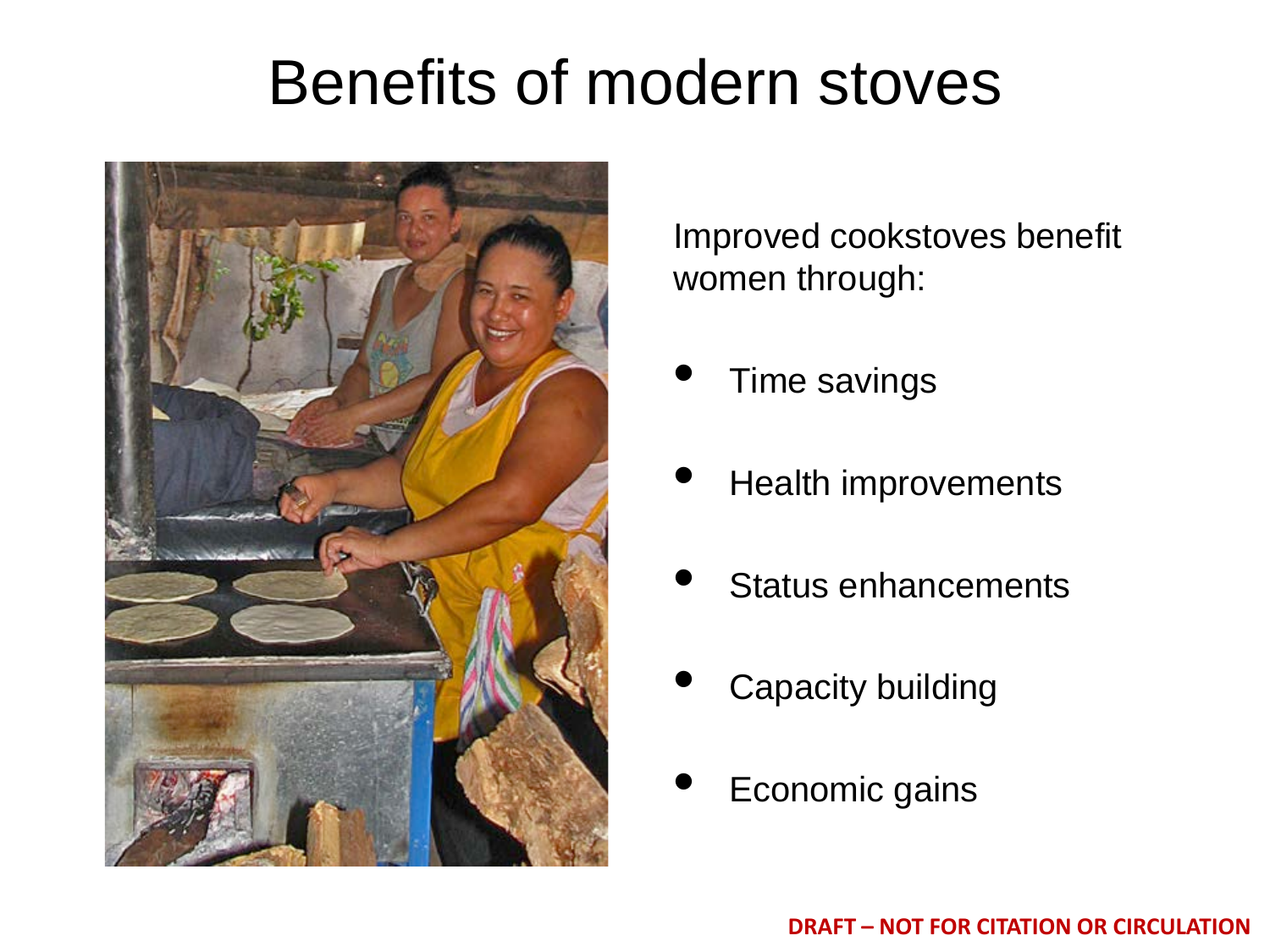# Benefits of modern stoves

Improved cookstoves benefit women through:

- Time savings
- Health improvements
- Status enhancements
- Capacity building
- Economic gains

**DRAFT – NOT FOR CITATION OR CIRCULATION**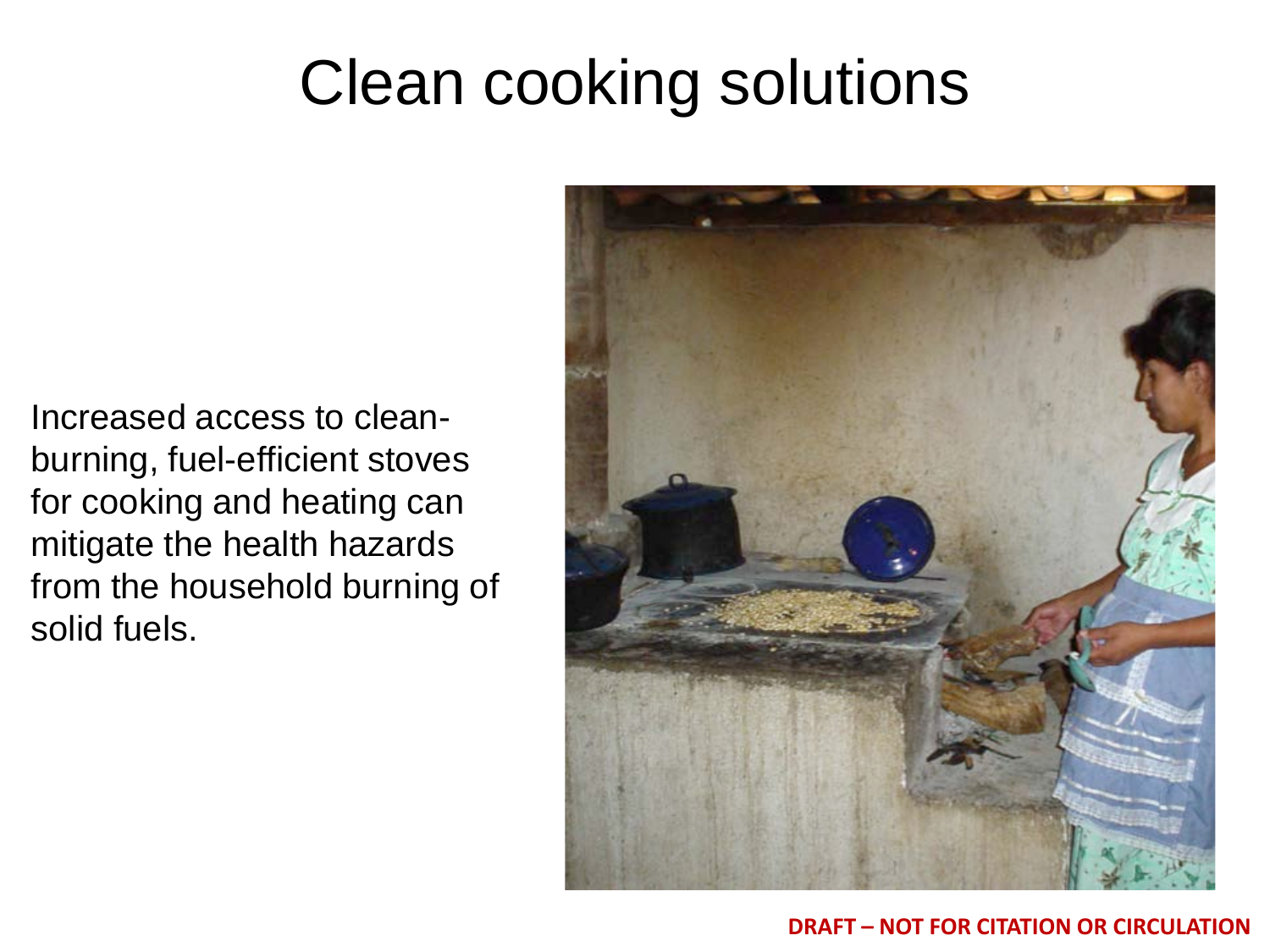# Clean cooking solutions

Increased access to clean-burning, fuel-efficient stoves for cooking and heating can mitigate the health hazards from the household burning of solid fuels.

DRAFT – NOT FOR CITATION OR CIRCULATION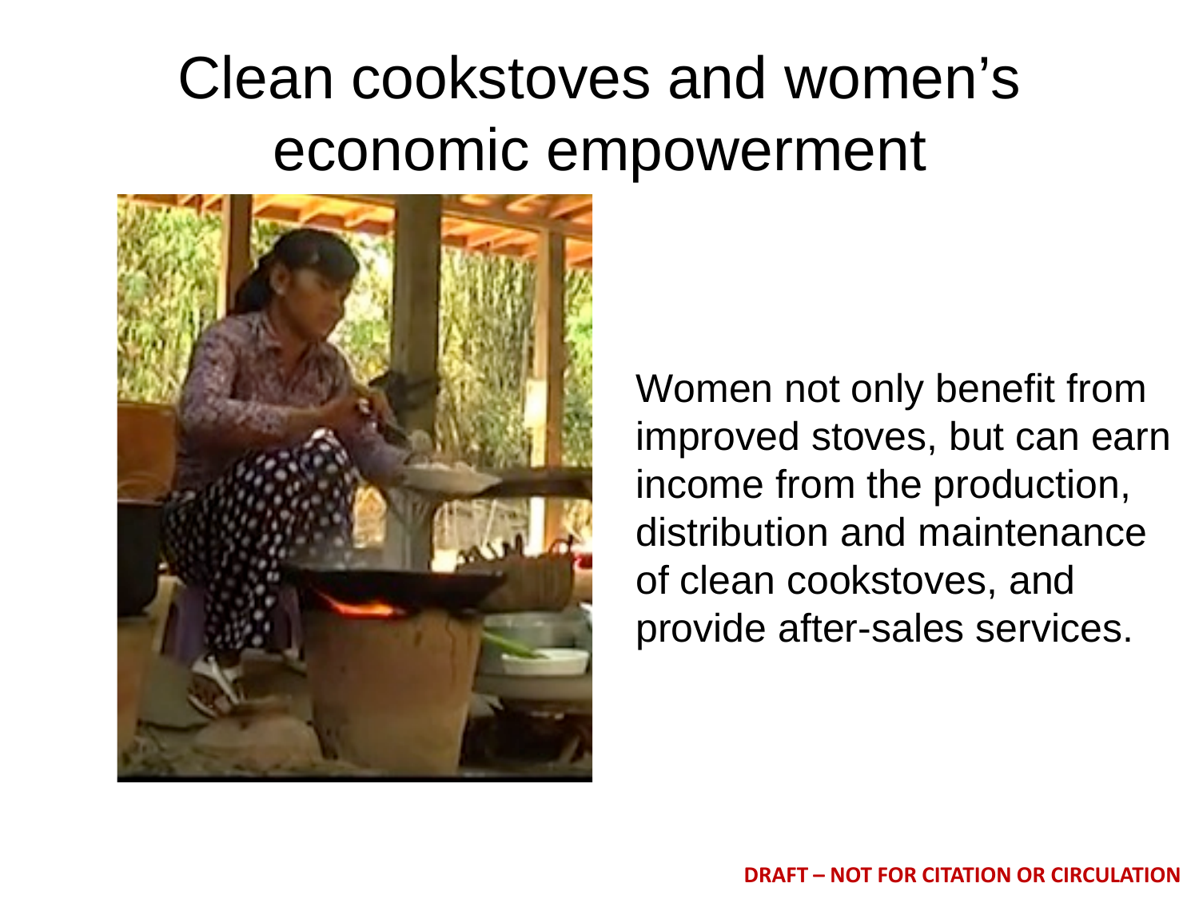# Clean cookstoves and women's economic empowerment

Women not only benefit from improved stoves, but can earn income from the production, distribution and maintenance of clean cookstoves, and provide after-sales services.

**DRAFT – NOT FOR CITATION OR CIRCULATION**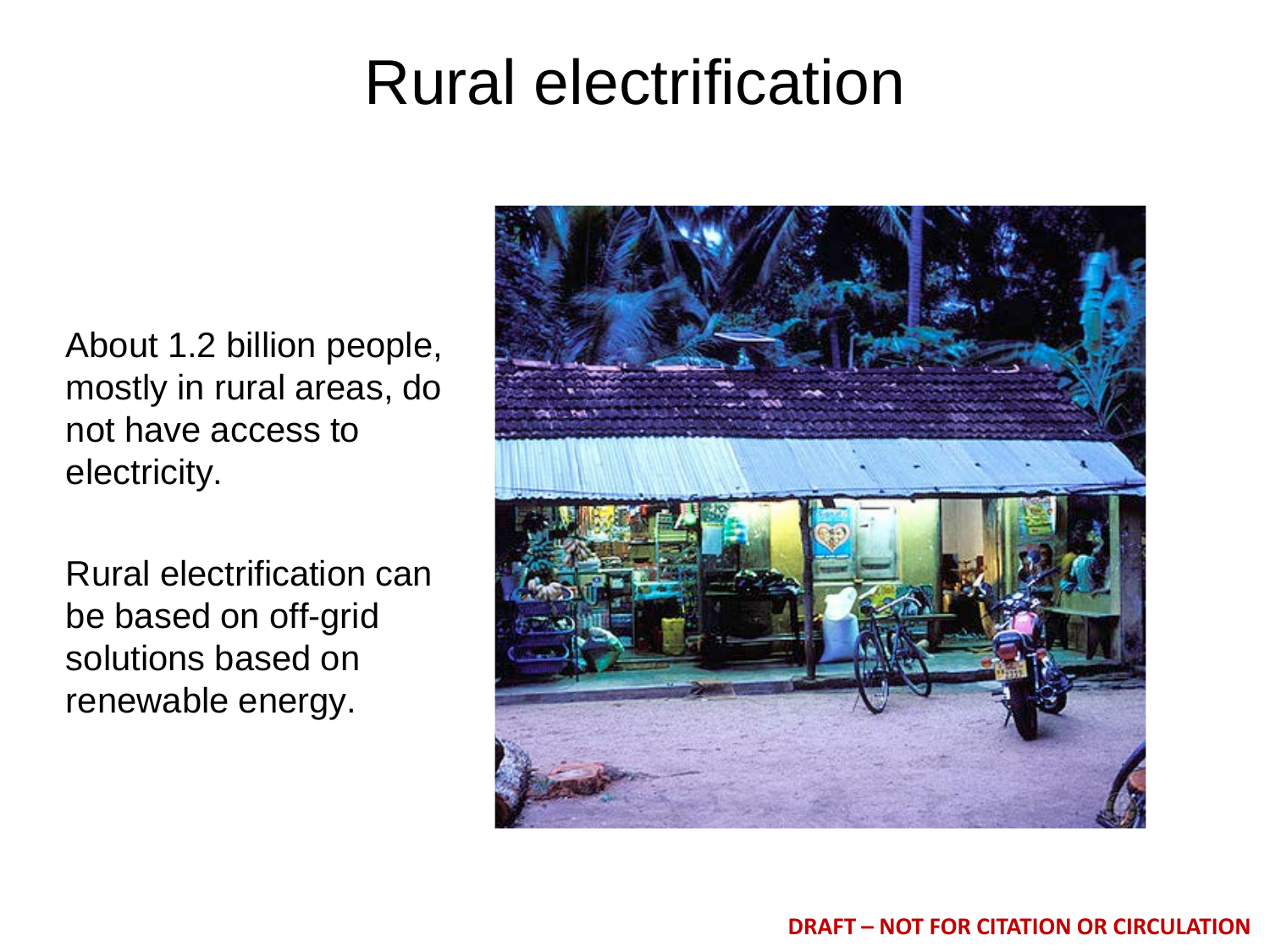# Rural electrification

About 1.2 billion people, mostly in rural areas, do not have access to electricity.

Rural electrification can be based on off-grid solutions based on renewable energy.

**DRAFT – NOT FOR CITATION OR CIRCULATION**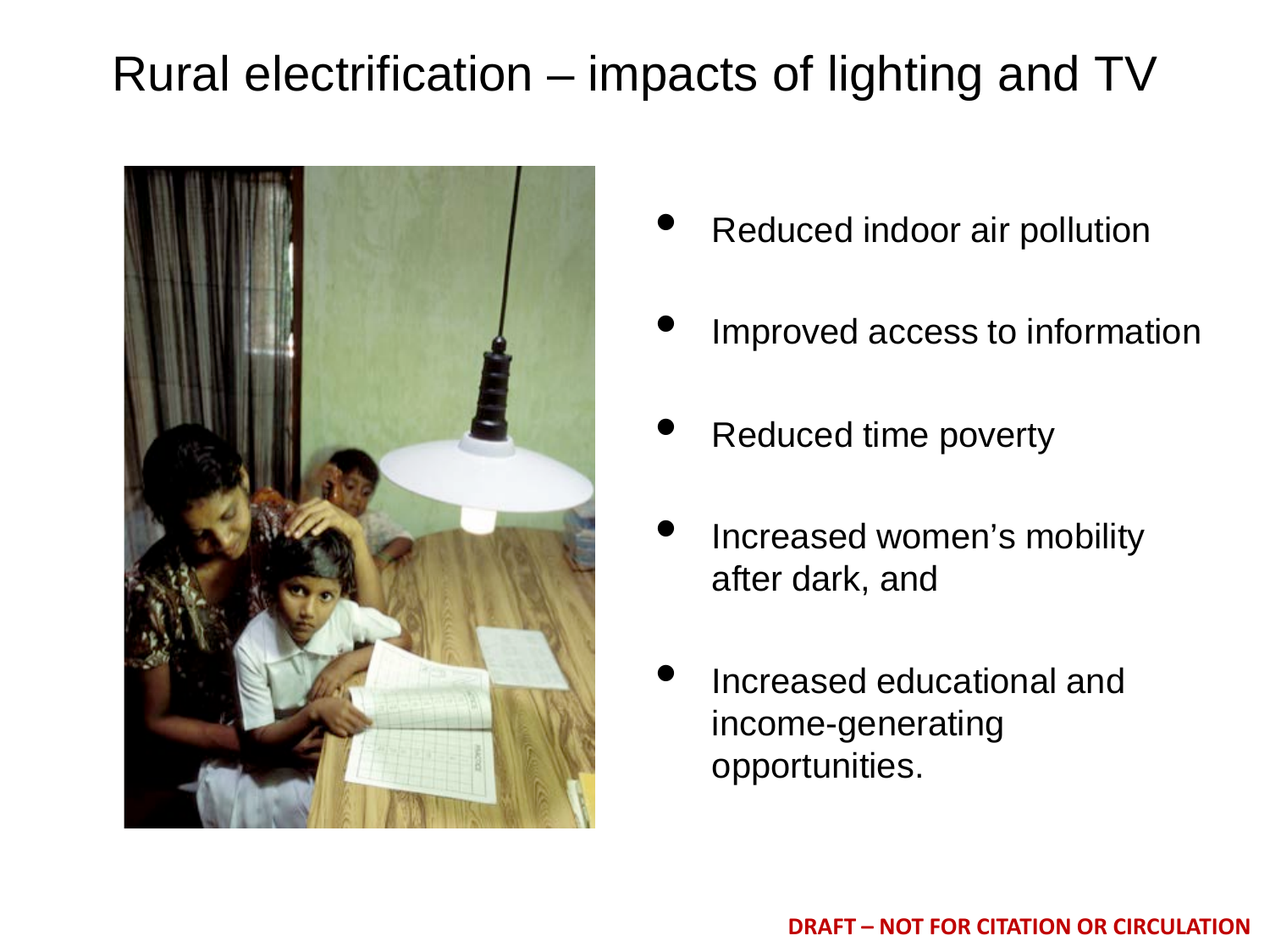# Rural electrification – impacts of lighting and TV

- Reduced indoor air pollution
- Improved access to information
- Reduced time poverty
- Increased women's mobility after dark, and
- Increased educational and income-generating opportunities.

**DRAFT – NOT FOR CITATION OR CIRCULATION**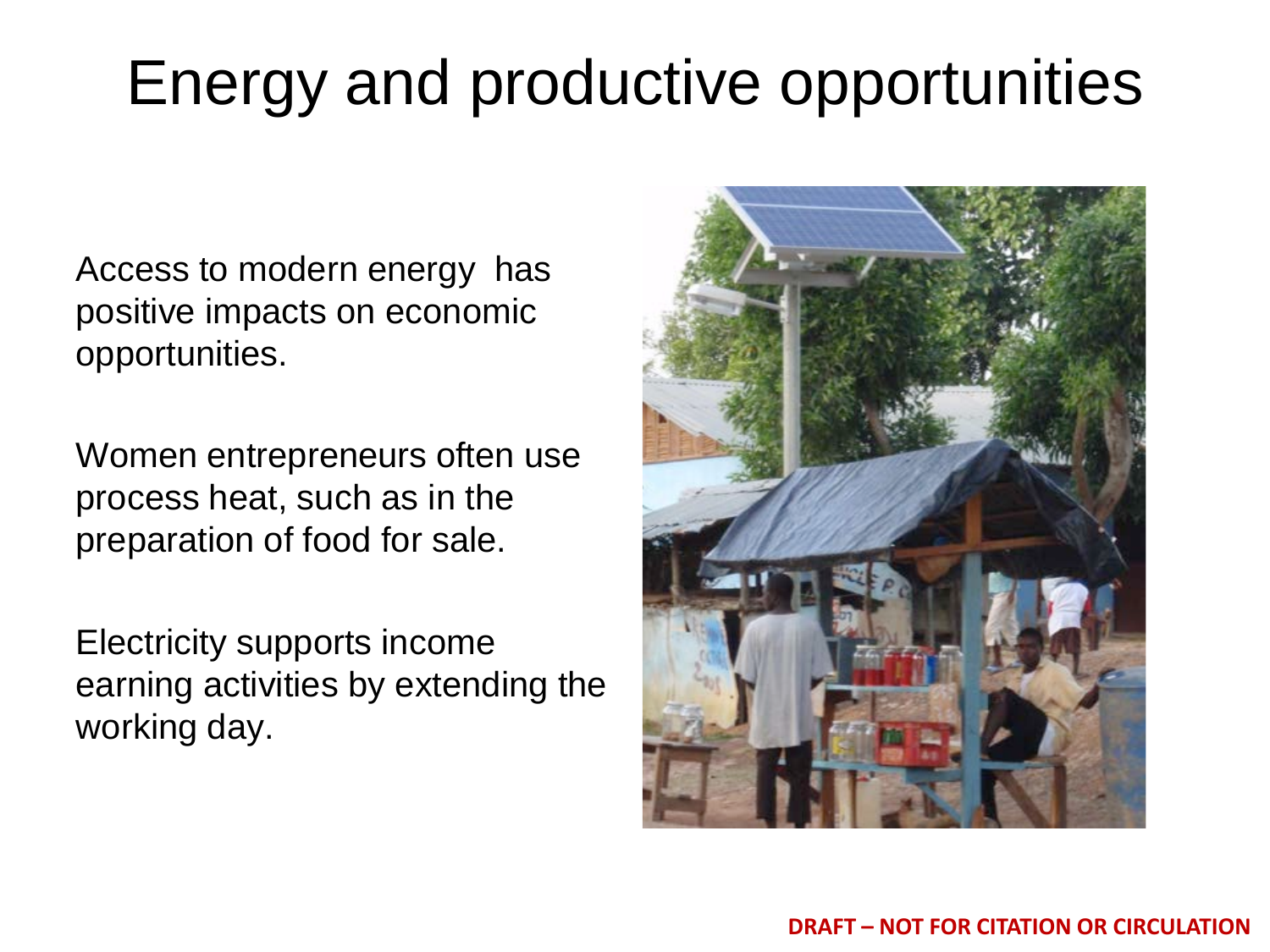# Energy and productive opportunities

Access to modern energy has positive impacts on economic opportunities.

Women entrepreneurs often use process heat, such as in the preparation of food for sale.

Electricity supports income earning activities by extending the working day.

**DRAFT – NOT FOR CITATION OR CIRCULATION**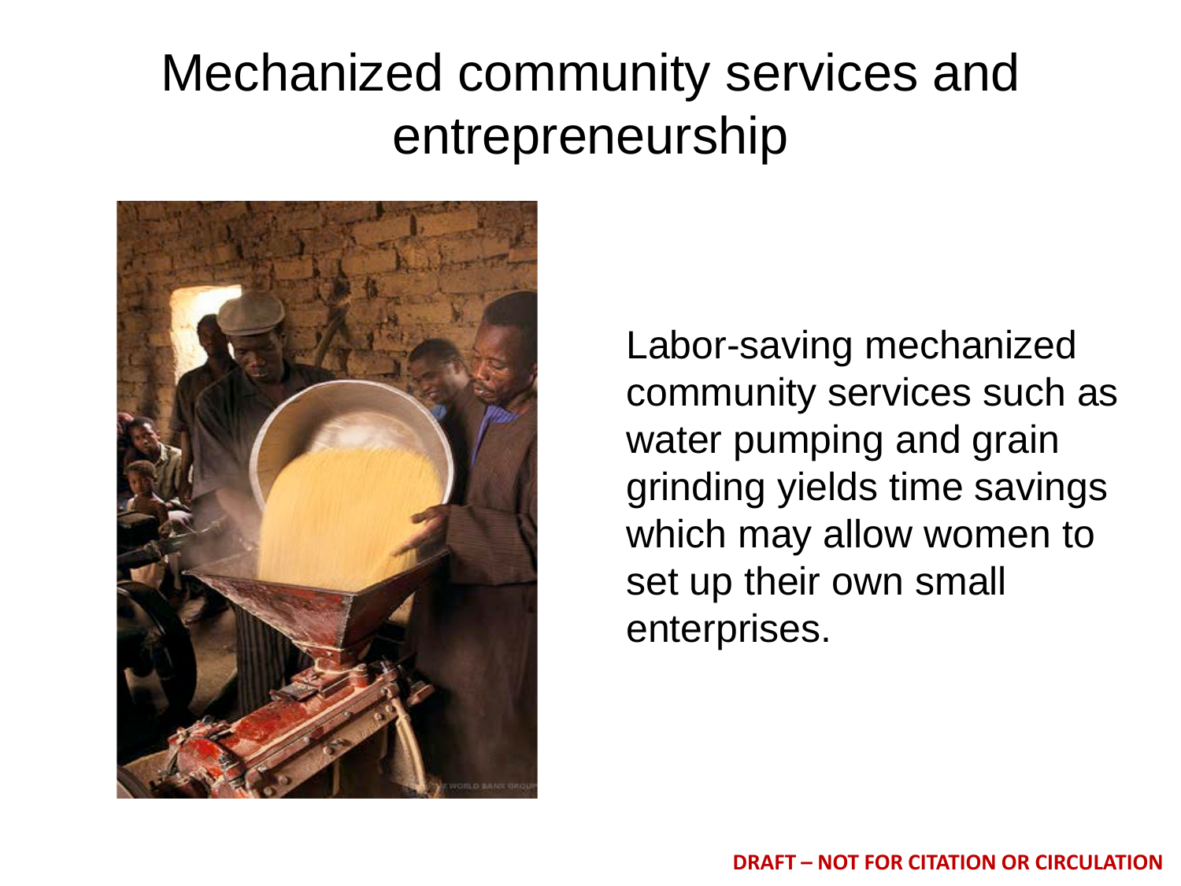# Mechanized community services and entrepreneurship

Labor-saving mechanized community services such as water pumping and grain grinding yields time savings which may allow women to set up their own small enterprises.

DRAFT – NOT FOR CITATION OR CIRCULATION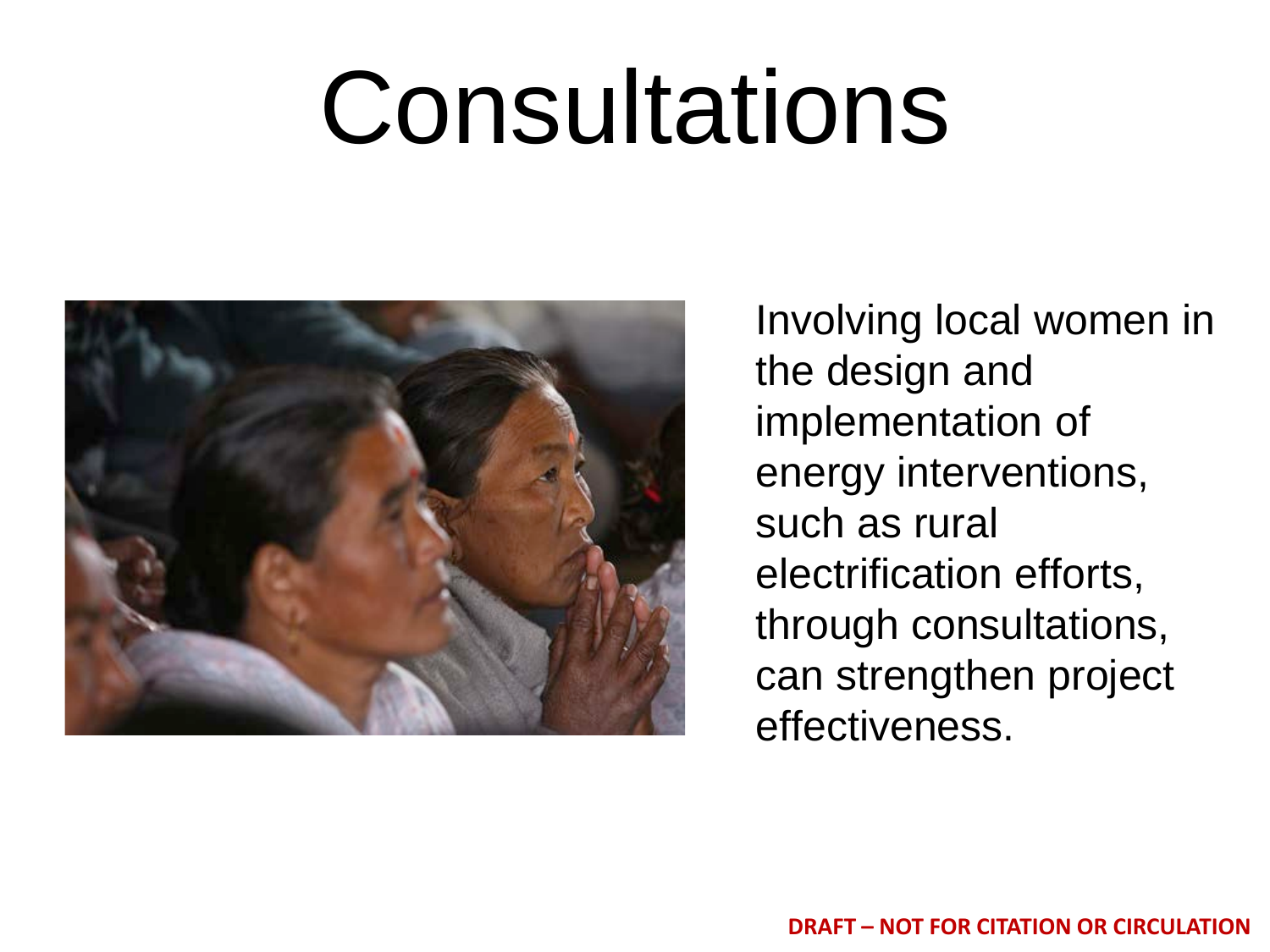# Consultations

Involving local women in the design and implementation of energy interventions, such as rural electrification efforts, through consultations, can strengthen project effectiveness.

**DRAFT – NOT FOR CITATION OR CIRCULATION**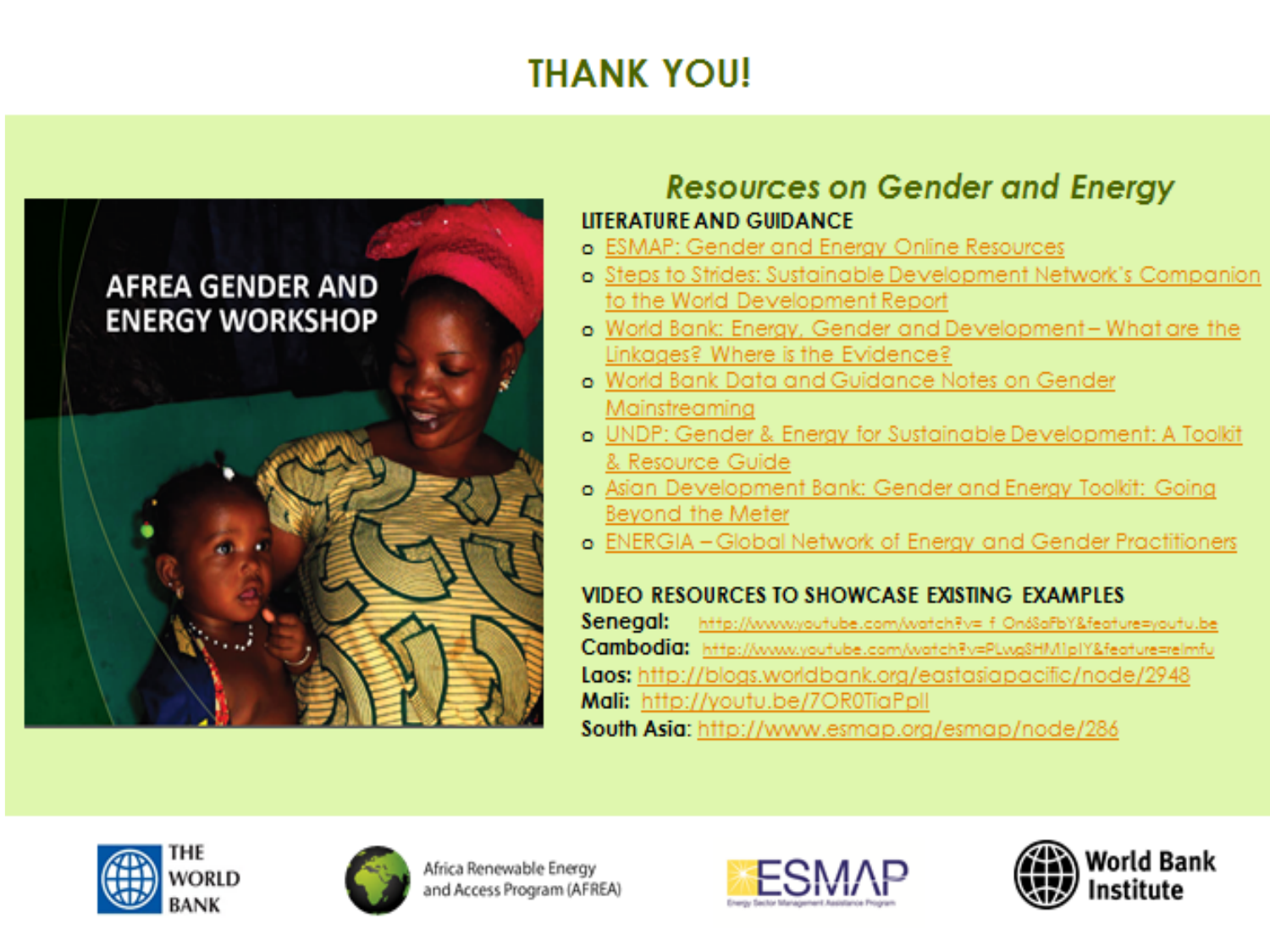# THANK YOU!

AFREA GENDER AND ENERGY WORKSHOP

## *Resources on Gender and Energy*

**LITERATURE AND GUIDANCE**

- ESMAP: Gender and Energy Online Resources
- Steps to Strides: Sustainable Development Network's Companion to the World Development Report
- World Bank: Energy, Gender and Development – What are the Linkages? Where is the Evidence?
- World Bank Data and Guidance Notes on Gender Mainstreaming
- UNDP: Gender & Energy for Sustainable Development: A Toolkit & Resource Guide
- Asian Development Bank: Gender and Energy Toolkit: Going Beyond the Meter
- ENERGIA – Global Network of Energy and Gender Practitioners

**VIDEO RESOURCES TO SHOWCASE EXISTING EXAMPLES**

**Senegal:** http://www.youtube.com/watch?v=_f_On6SaFbY&feature=youtu.be
**Cambodia:** http://www.youtube.com/watch?v=PLwgSHMIplY&feature=relmfu
**Laos:** http://blogs.worldbank.org/eastasiapacific/node/2948
**Mali:** http://youtu.be/7OR0TiaPpII
**South Asia:** http://www.esmap.org/esmap/node/286

THE WORLD BANK | Africa Renewable Energy and Access Program (AFREA) | ESMAP Energy Sector Management Assistance Program | World Bank Institute